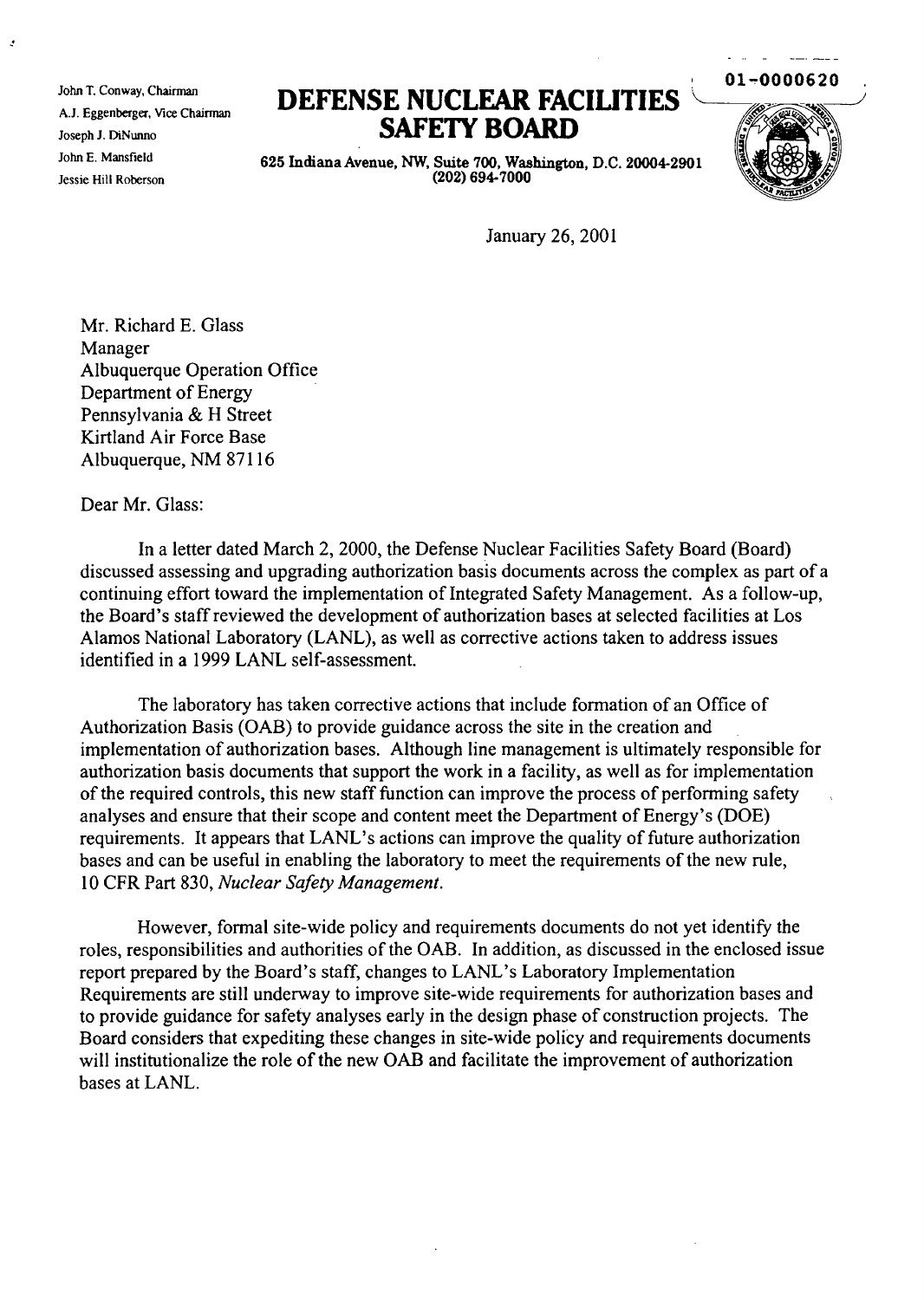John T. Conway, Chairman
A.J. Eggenberger, Vice Chairman
Joseph J. DiNunno
John E. Mansfield
Jessie Hill Roberson

# DEFENSE NUCLEAR FACILITIES SAFETY BOARD

**625 Indiana Avenue, NW, Suite 700, Washington, D.C. 20004-2901**
**(202) 694-7000**

01-0000620

January 26, 2001

Mr. Richard E. Glass
Manager
Albuquerque Operation Office
Department of Energy
Pennsylvania & H Street
Kirtland Air Force Base
Albuquerque, NM 87116

Dear Mr. Glass:

In a letter dated March 2, 2000, the Defense Nuclear Facilities Safety Board (Board) discussed assessing and upgrading authorization basis documents across the complex as part of a continuing effort toward the implementation of Integrated Safety Management. As a follow-up, the Board's staff reviewed the development of authorization bases at selected facilities at Los Alamos National Laboratory (LANL), as well as corrective actions taken to address issues identified in a 1999 LANL self-assessment.

The laboratory has taken corrective actions that include formation of an Office of Authorization Basis (OAB) to provide guidance across the site in the creation and implementation of authorization bases. Although line management is ultimately responsible for authorization basis documents that support the work in a facility, as well as for implementation of the required controls, this new staff function can improve the process of performing safety analyses and ensure that their scope and content meet the Department of Energy's (DOE) requirements. It appears that LANL's actions can improve the quality of future authorization bases and can be useful in enabling the laboratory to meet the requirements of the new rule, 10 CFR Part 830, *Nuclear Safety Management*.

However, formal site-wide policy and requirements documents do not yet identify the roles, responsibilities and authorities of the OAB. In addition, as discussed in the enclosed issue report prepared by the Board's staff, changes to LANL's Laboratory Implementation Requirements are still underway to improve site-wide requirements for authorization bases and to provide guidance for safety analyses early in the design phase of construction projects. The Board considers that expediting these changes in site-wide policy and requirements documents will institutionalize the role of the new OAB and facilitate the improvement of authorization bases at LANL.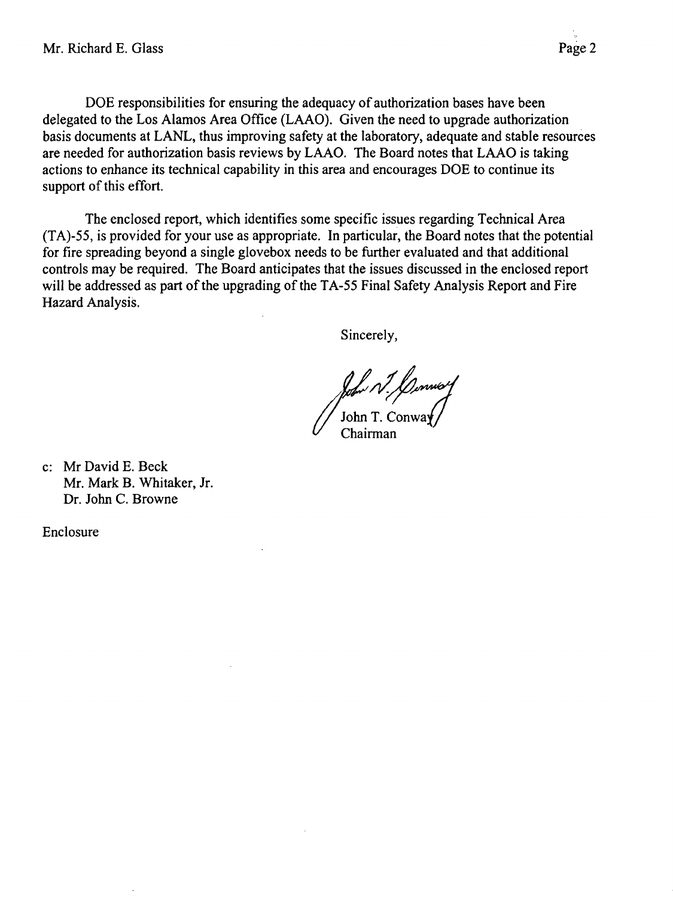DOE responsibilities for ensuring the adequacy of authorization bases have been delegated to the Los Alamos Area Office (LAAO). Given the need to upgrade authorization basis documents at LANL, thus improving safety at the laboratory, adequate and stable resources are needed for authorization basis reviews by LAAO. The Board notes that LAAO is taking actions to enhance its technical capability in this area and encourages DOE to continue its support of this effort.

The enclosed report, which identifies some specific issues regarding Technical Area (TA)-55, is provided for your use as appropriate. In particular, the Board notes that the potential for fire spreading beyond a single glovebox needs to be further evaluated and that additional controls may be required. The Board anticipates that the issues discussed in the enclosed report will be addressed as part of the upgrading of the TA-55 Final Safety Analysis Report and Fire Hazard Analysis.

Sincerely,

John T. Conway
Chairman

c: Mr David E. Beck
Mr. Mark B. Whitaker, Jr.
Dr. John C. Browne

Enclosure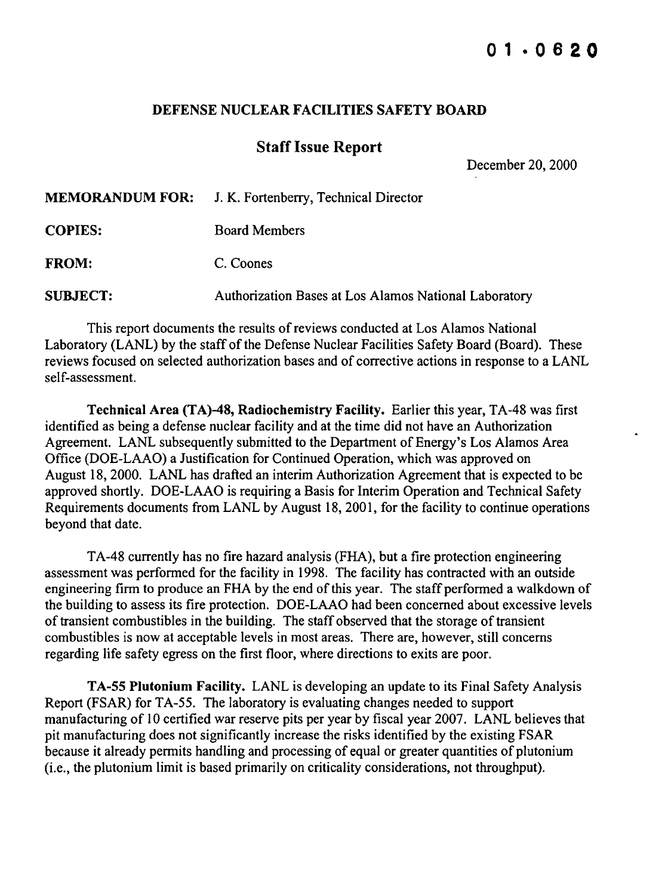**01-0620**

**DEFENSE NUCLEAR FACILITIES SAFETY BOARD**

## Staff Issue Report

December 20, 2000

**MEMORANDUM FOR:** J. K. Fortenberry, Technical Director

**COPIES:** Board Members

**FROM:** C. Coones

**SUBJECT:** Authorization Bases at Los Alamos National Laboratory

This report documents the results of reviews conducted at Los Alamos National Laboratory (LANL) by the staff of the Defense Nuclear Facilities Safety Board (Board). These reviews focused on selected authorization bases and of corrective actions in response to a LANL self-assessment.

**Technical Area (TA)-48, Radiochemistry Facility.** Earlier this year, TA-48 was first identified as being a defense nuclear facility and at the time did not have an Authorization Agreement. LANL subsequently submitted to the Department of Energy's Los Alamos Area Office (DOE-LAAO) a Justification for Continued Operation, which was approved on August 18, 2000. LANL has drafted an interim Authorization Agreement that is expected to be approved shortly. DOE-LAAO is requiring a Basis for Interim Operation and Technical Safety Requirements documents from LANL by August 18, 2001, for the facility to continue operations beyond that date.

TA-48 currently has no fire hazard analysis (FHA), but a fire protection engineering assessment was performed for the facility in 1998. The facility has contracted with an outside engineering firm to produce an FHA by the end of this year. The staff performed a walkdown of the building to assess its fire protection. DOE-LAAO had been concerned about excessive levels of transient combustibles in the building. The staff observed that the storage of transient combustibles is now at acceptable levels in most areas. There are, however, still concerns regarding life safety egress on the first floor, where directions to exits are poor.

**TA-55 Plutonium Facility.** LANL is developing an update to its Final Safety Analysis Report (FSAR) for TA-55. The laboratory is evaluating changes needed to support manufacturing of 10 certified war reserve pits per year by fiscal year 2007. LANL believes that pit manufacturing does not significantly increase the risks identified by the existing FSAR because it already permits handling and processing of equal or greater quantities of plutonium (i.e., the plutonium limit is based primarily on criticality considerations, not throughput).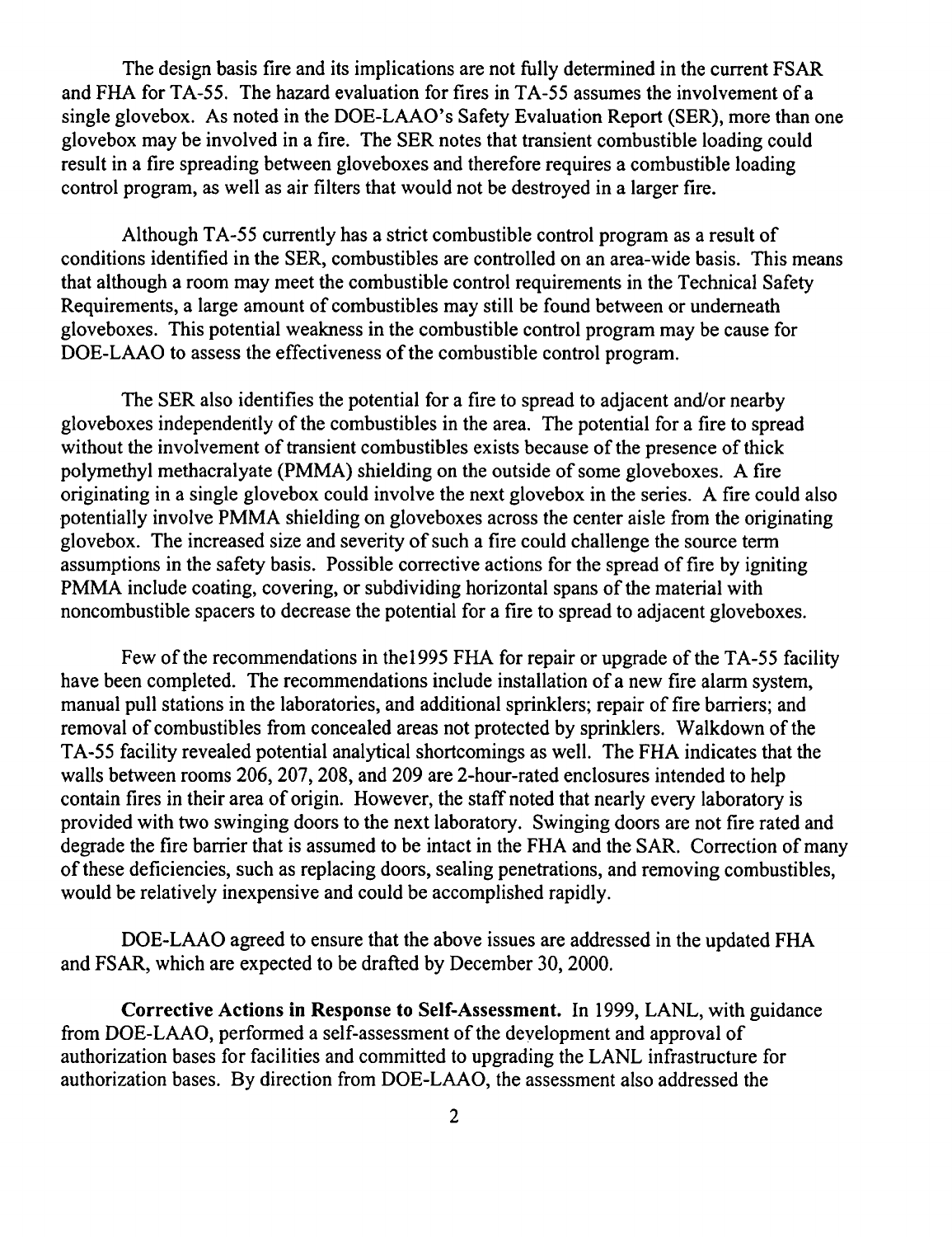The design basis fire and its implications are not fully determined in the current FSAR and FHA for TA-55. The hazard evaluation for fires in TA-55 assumes the involvement of a single glovebox. As noted in the DOE-LAAO's Safety Evaluation Report (SER), more than one glovebox may be involved in a fire. The SER notes that transient combustible loading could result in a fire spreading between gloveboxes and therefore requires a combustible loading control program, as well as air filters that would not be destroyed in a larger fire.

Although TA-55 currently has a strict combustible control program as a result of conditions identified in the SER, combustibles are controlled on an area-wide basis. This means that although a room may meet the combustible control requirements in the Technical Safety Requirements, a large amount of combustibles may still be found between or underneath gloveboxes. This potential weakness in the combustible control program may be cause for DOE-LAAO to assess the effectiveness of the combustible control program.

The SER also identifies the potential for a fire to spread to adjacent and/or nearby gloveboxes independently of the combustibles in the area. The potential for a fire to spread without the involvement of transient combustibles exists because of the presence of thick polymethyl methacralyate (PMMA) shielding on the outside of some gloveboxes. A fire originating in a single glovebox could involve the next glovebox in the series. A fire could also potentially involve PMMA shielding on gloveboxes across the center aisle from the originating glovebox. The increased size and severity of such a fire could challenge the source term assumptions in the safety basis. Possible corrective actions for the spread of fire by igniting PMMA include coating, covering, or subdividing horizontal spans of the material with noncombustible spacers to decrease the potential for a fire to spread to adjacent gloveboxes.

Few of the recommendations in the1995 FHA for repair or upgrade of the TA-55 facility have been completed. The recommendations include installation of a new fire alarm system, manual pull stations in the laboratories, and additional sprinklers; repair of fire barriers; and removal of combustibles from concealed areas not protected by sprinklers. Walkdown of the TA-55 facility revealed potential analytical shortcomings as well. The FHA indicates that the walls between rooms 206, 207, 208, and 209 are 2-hour-rated enclosures intended to help contain fires in their area of origin. However, the staff noted that nearly every laboratory is provided with two swinging doors to the next laboratory. Swinging doors are not fire rated and degrade the fire barrier that is assumed to be intact in the FHA and the SAR. Correction of many of these deficiencies, such as replacing doors, sealing penetrations, and removing combustibles, would be relatively inexpensive and could be accomplished rapidly.

DOE-LAAO agreed to ensure that the above issues are addressed in the updated FHA and FSAR, which are expected to be drafted by December 30, 2000.

**Corrective Actions in Response to Self-Assessment.** In 1999, LANL, with guidance from DOE-LAAO, performed a self-assessment of the development and approval of authorization bases for facilities and committed to upgrading the LANL infrastructure for authorization bases. By direction from DOE-LAAO, the assessment also addressed the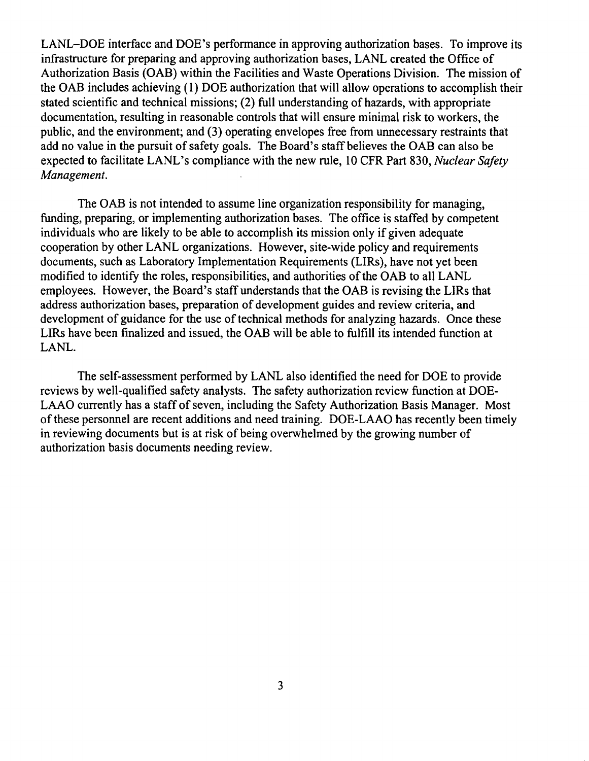LANL–DOE interface and DOE's performance in approving authorization bases. To improve its infrastructure for preparing and approving authorization bases, LANL created the Office of Authorization Basis (OAB) within the Facilities and Waste Operations Division. The mission of the OAB includes achieving (1) DOE authorization that will allow operations to accomplish their stated scientific and technical missions; (2) full understanding of hazards, with appropriate documentation, resulting in reasonable controls that will ensure minimal risk to workers, the public, and the environment; and (3) operating envelopes free from unnecessary restraints that add no value in the pursuit of safety goals. The Board's staff believes the OAB can also be expected to facilitate LANL's compliance with the new rule, 10 CFR Part 830, *Nuclear Safety Management*.

The OAB is not intended to assume line organization responsibility for managing, funding, preparing, or implementing authorization bases. The office is staffed by competent individuals who are likely to be able to accomplish its mission only if given adequate cooperation by other LANL organizations. However, site-wide policy and requirements documents, such as Laboratory Implementation Requirements (LIRs), have not yet been modified to identify the roles, responsibilities, and authorities of the OAB to all LANL employees. However, the Board's staff understands that the OAB is revising the LIRs that address authorization bases, preparation of development guides and review criteria, and development of guidance for the use of technical methods for analyzing hazards. Once these LIRs have been finalized and issued, the OAB will be able to fulfill its intended function at LANL.

The self-assessment performed by LANL also identified the need for DOE to provide reviews by well-qualified safety analysts. The safety authorization review function at DOE-LAAO currently has a staff of seven, including the Safety Authorization Basis Manager. Most of these personnel are recent additions and need training. DOE-LAAO has recently been timely in reviewing documents but is at risk of being overwhelmed by the growing number of authorization basis documents needing review.